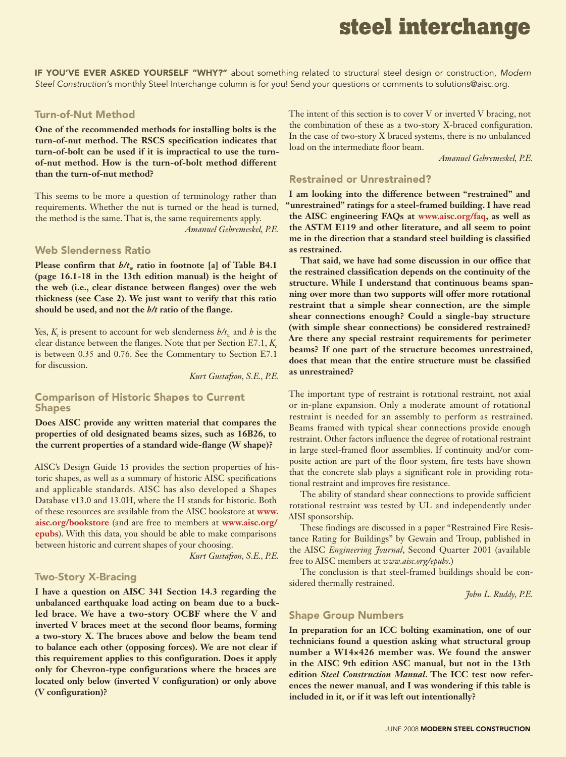# steel interchange

**IF YOU'VE EVER ASKED YOURSELF "WHY?"** about something related to structural steel design or construction, *Modern Steel Construction*'s monthly Steel Interchange column is for you! Send your questions or comments to solutions@aisc.org.

## Turn-of-Nut Method

**One of the recommended methods for installing bolts is the turn-of-nut method. The RSCS specification indicates that turn-of-bolt can be used if it is impractical to use the turn-of-nut method. How is the turn-of-bolt method different than the turn-of-nut method?**

This seems to be more a question of terminology rather than requirements. Whether the nut is turned or the head is turned, the method is the same. That is, the same requirements apply.

*Amanuel Gebremeskel, P.E.*

## Web Slenderness Ratio

**Please confirm that $h/t_w$ ratio in footnote [a] of Table B4.1 (page 16.1-18 in the 13th edition manual) is the height of the web (i.e., clear distance between flanges) over the web thickness (see Case 2). We just want to verify that this ratio should be used, and not the $b/t$ ratio of the flange.**

Yes, $K_c$ is present to account for web slenderness $h/t_w$ and $h$ is the clear distance between the flanges. Note that per Section E7.1, $K_c$ is between 0.35 and 0.76. See the Commentary to Section E7.1 for discussion.

*Kurt Gustafson, S.E., P.E.*

## Comparison of Historic Shapes to Current Shapes

**Does AISC provide any written material that compares the properties of old designated beams sizes, such as 16B26, to the current properties of a standard wide-flange (W shape)?**

AISC's Design Guide 15 provides the section properties of historic shapes, as well as a summary of historic AISC specifications and applicable standards. AISC has also developed a Shapes Database v13.0 and 13.0H, where the H stands for historic. Both of these resources are available from the AISC bookstore at **www.aisc.org/bookstore** (and are free to members at **www.aisc.org/epubs**). With this data, you should be able to make comparisons between historic and current shapes of your choosing.

*Kurt Gustafson, S.E., P.E.*

## Two-Story X-Bracing

**I have a question on AISC 341 Section 14.3 regarding the unbalanced earthquake load acting on beam due to a buckled brace. We have a two-story OCBF where the V and inverted V braces meet at the second floor beams, forming a two-story X. The braces above and below the beam tend to balance each other (opposing forces). We are not clear if this requirement applies to this configuration. Does it apply only for Chevron-type configurations where the braces are located only below (inverted V configuration) or only above (V configuration)?**

The intent of this section is to cover V or inverted V bracing, not the combination of these as a two-story X-braced configuration. In the case of two-story X braced systems, there is no unbalanced load on the intermediate floor beam.

*Amanuel Gebremeskel, P.E.*

## Restrained or Unrestrained?

**I am looking into the difference between "restrained" and "unrestrained" ratings for a steel-framed building. I have read the AISC engineering FAQs at www.aisc.org/faq, as well as the ASTM E119 and other literature, and all seem to point me in the direction that a standard steel building is classified as restrained.**

**That said, we have had some discussion in our office that the restrained classification depends on the continuity of the structure. While I understand that continuous beams spanning over more than two supports will offer more rotational restraint that a simple shear connection, are the simple shear connections enough? Could a single-bay structure (with simple shear connections) be considered restrained? Are there any special restraint requirements for perimeter beams? If one part of the structure becomes unrestrained, does that mean that the entire structure must be classified as unrestrained?**

The important type of restraint is rotational restraint, not axial or in-plane expansion. Only a moderate amount of rotational restraint is needed for an assembly to perform as restrained. Beams framed with typical shear connections provide enough restraint. Other factors influence the degree of rotational restraint in large steel-framed floor assemblies. If continuity and/or composite action are part of the floor system, fire tests have shown that the concrete slab plays a significant role in providing rotational restraint and improves fire resistance.

The ability of standard shear connections to provide sufficient rotational restraint was tested by UL and independently under AISI sponsorship.

These findings are discussed in a paper "Restrained Fire Resistance Rating for Buildings" by Gewain and Troup, published in the AISC *Engineering Journal*, Second Quarter 2001 (available free to AISC members at *www.aisc.org/epubs*.)

The conclusion is that steel-framed buildings should be considered thermally restrained.

*John L. Ruddy, P.E.*

## Shape Group Numbers

**In preparation for an ICC bolting examination, one of our technicians found a question asking what structural group number a W14×426 member was. We found the answer in the AISC 9th edition ASC manual, but not in the 13th edition *Steel Construction Manual*. The ICC test now references the newer manual, and I was wondering if this table is included in it, or if it was left out intentionally?**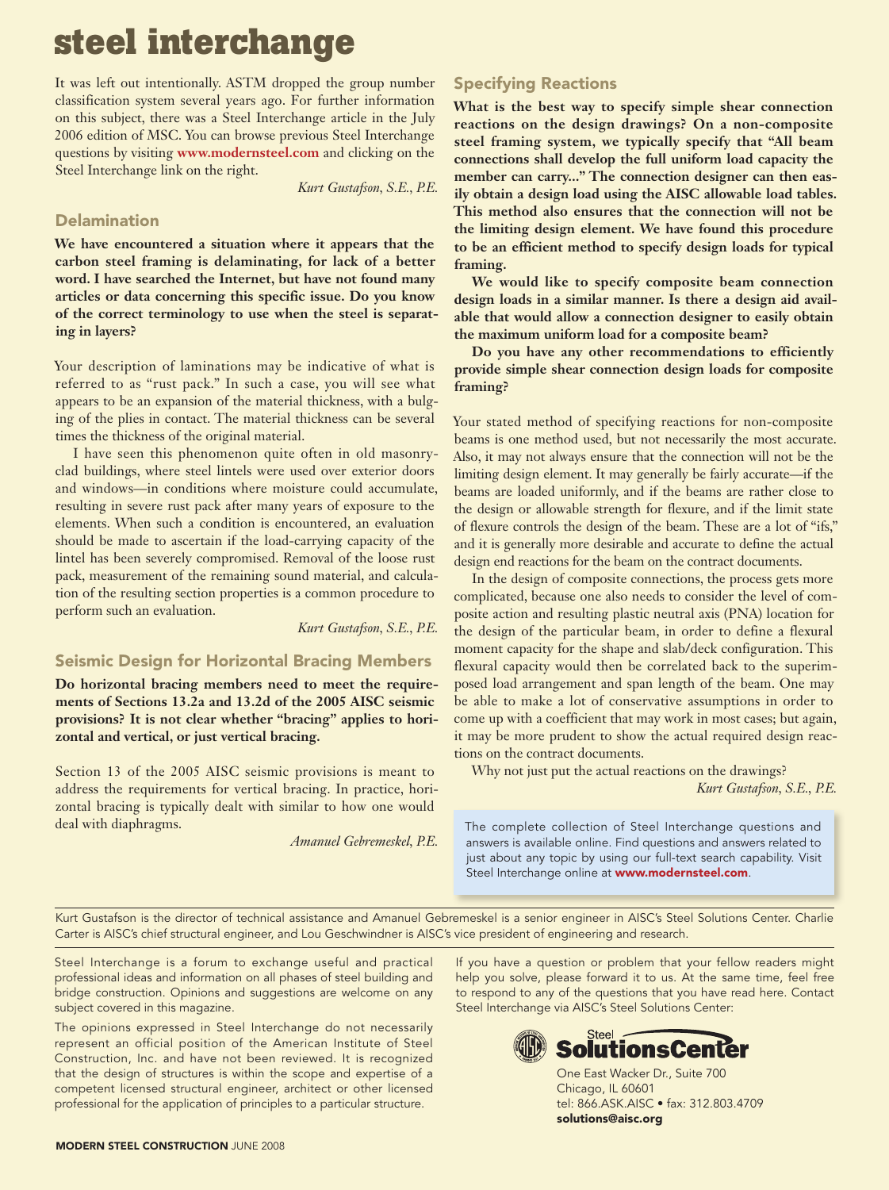# steel interchange

It was left out intentionally. ASTM dropped the group number classification system several years ago. For further information on this subject, there was a Steel Interchange article in the July 2006 edition of MSC. You can browse previous Steel Interchange questions by visiting **www.modernsteel.com** and clicking on the Steel Interchange link on the right.

*Kurt Gustafson, S.E., P.E.*

## Delamination

**We have encountered a situation where it appears that the carbon steel framing is delaminating, for lack of a better word. I have searched the Internet, but have not found many articles or data concerning this specific issue. Do you know of the correct terminology to use when the steel is separating in layers?**

Your description of laminations may be indicative of what is referred to as "rust pack." In such a case, you will see what appears to be an expansion of the material thickness, with a bulging of the plies in contact. The material thickness can be several times the thickness of the original material.

I have seen this phenomenon quite often in old masonry-clad buildings, where steel lintels were used over exterior doors and windows—in conditions where moisture could accumulate, resulting in severe rust pack after many years of exposure to the elements. When such a condition is encountered, an evaluation should be made to ascertain if the load-carrying capacity of the lintel has been severely compromised. Removal of the loose rust pack, measurement of the remaining sound material, and calculation of the resulting section properties is a common procedure to perform such an evaluation.

*Kurt Gustafson, S.E., P.E.*

## Seismic Design for Horizontal Bracing Members

**Do horizontal bracing members need to meet the requirements of Sections 13.2a and 13.2d of the 2005 AISC seismic provisions? It is not clear whether "bracing" applies to horizontal and vertical, or just vertical bracing.**

Section 13 of the 2005 AISC seismic provisions is meant to address the requirements for vertical bracing. In practice, horizontal bracing is typically dealt with similar to how one would deal with diaphragms.

*Amanuel Gebremeskel, P.E.*

## Specifying Reactions

**What is the best way to specify simple shear connection reactions on the design drawings? On a non-composite steel framing system, we typically specify that "All beam connections shall develop the full uniform load capacity the member can carry..." The connection designer can then easily obtain a design load using the AISC allowable load tables. This method also ensures that the connection will not be the limiting design element. We have found this procedure to be an efficient method to specify design loads for typical framing.**

**We would like to specify composite beam connection design loads in a similar manner. Is there a design aid available that would allow a connection designer to easily obtain the maximum uniform load for a composite beam?**

**Do you have any other recommendations to efficiently provide simple shear connection design loads for composite framing?**

Your stated method of specifying reactions for non-composite beams is one method used, but not necessarily the most accurate. Also, it may not always ensure that the connection will not be the limiting design element. It may generally be fairly accurate—if the beams are loaded uniformly, and if the beams are rather close to the design or allowable strength for flexure, and if the limit state of flexure controls the design of the beam. These are a lot of "ifs," and it is generally more desirable and accurate to define the actual design end reactions for the beam on the contract documents.

In the design of composite connections, the process gets more complicated, because one also needs to consider the level of composite action and resulting plastic neutral axis (PNA) location for the design of the particular beam, in order to define a flexural moment capacity for the shape and slab/deck configuration. This flexural capacity would then be correlated back to the superimposed load arrangement and span length of the beam. One may be able to make a lot of conservative assumptions in order to come up with a coefficient that may work in most cases; but again, it may be more prudent to show the actual required design reactions on the contract documents.

Why not just put the actual reactions on the drawings?

*Kurt Gustafson, S.E., P.E.*

The complete collection of Steel Interchange questions and answers is available online. Find questions and answers related to just about any topic by using our full-text search capability. Visit Steel Interchange online at **www.modernsteel.com**.

Kurt Gustafson is the director of technical assistance and Amanuel Gebremeskel is a senior engineer in AISC's Steel Solutions Center. Charlie Carter is AISC's chief structural engineer, and Lou Geschwindner is AISC's vice president of engineering and research.

Steel Interchange is a forum to exchange useful and practical professional ideas and information on all phases of steel building and bridge construction. Opinions and suggestions are welcome on any subject covered in this magazine.

The opinions expressed in Steel Interchange do not necessarily represent an official position of the American Institute of Steel Construction, Inc. and have not been reviewed. It is recognized that the design of structures is within the scope and expertise of a competent licensed structural engineer, architect or other licensed professional for the application of principles to a particular structure.

If you have a question or problem that your fellow readers might help you solve, please forward it to us. At the same time, feel free to respond to any of the questions that you have read here. Contact Steel Interchange via AISC's Steel Solutions Center:

Steel Solutions Center
One East Wacker Dr., Suite 700
Chicago, IL 60601
tel: 866.ASK.AISC • fax: 312.803.4709
**solutions@aisc.org**